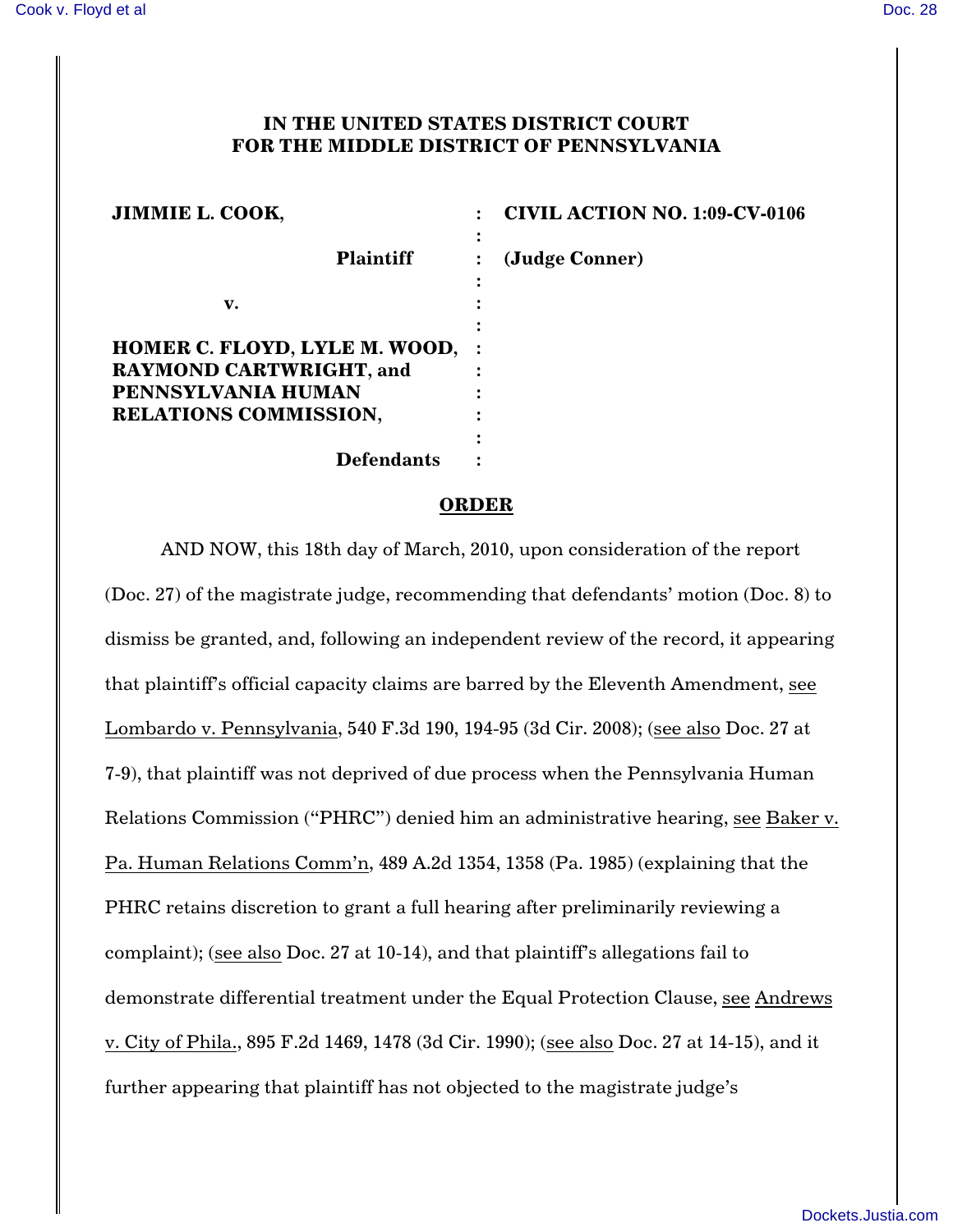# IN THE UNITED STATES DISTRICT COURT FOR THE MIDDLE DISTRICT OF PENNSYLVANIA

| | | |
|---|---|---|
| **JIMMIE L. COOK,** | : | **CIVIL ACTION NO. 1:09-CV-0106** |
| **Plaintiff** | : | **(Judge Conner)** |
| **v.** | : | |
| **HOMER C. FLOYD, LYLE M. WOOD, RAYMOND CARTWRIGHT, and PENNSYLVANIA HUMAN RELATIONS COMMISSION,** | : | |
| **Defendants** | : | |

## ORDER

AND NOW, this 18th day of March, 2010, upon consideration of the report (Doc. 27) of the magistrate judge, recommending that defendants' motion (Doc. 8) to dismiss be granted, and, following an independent review of the record, it appearing that plaintiff's official capacity claims are barred by the Eleventh Amendment, see Lombardo v. Pennsylvania, 540 F.3d 190, 194-95 (3d Cir. 2008); (see also Doc. 27 at 7-9), that plaintiff was not deprived of due process when the Pennsylvania Human Relations Commission ("PHRC") denied him an administrative hearing, see Baker v. Pa. Human Relations Comm'n, 489 A.2d 1354, 1358 (Pa. 1985) (explaining that the PHRC retains discretion to grant a full hearing after preliminarily reviewing a complaint); (see also Doc. 27 at 10-14), and that plaintiff's allegations fail to demonstrate differential treatment under the Equal Protection Clause, see Andrews v. City of Phila., 895 F.2d 1469, 1478 (3d Cir. 1990); (see also Doc. 27 at 14-15), and it further appearing that plaintiff has not objected to the magistrate judge's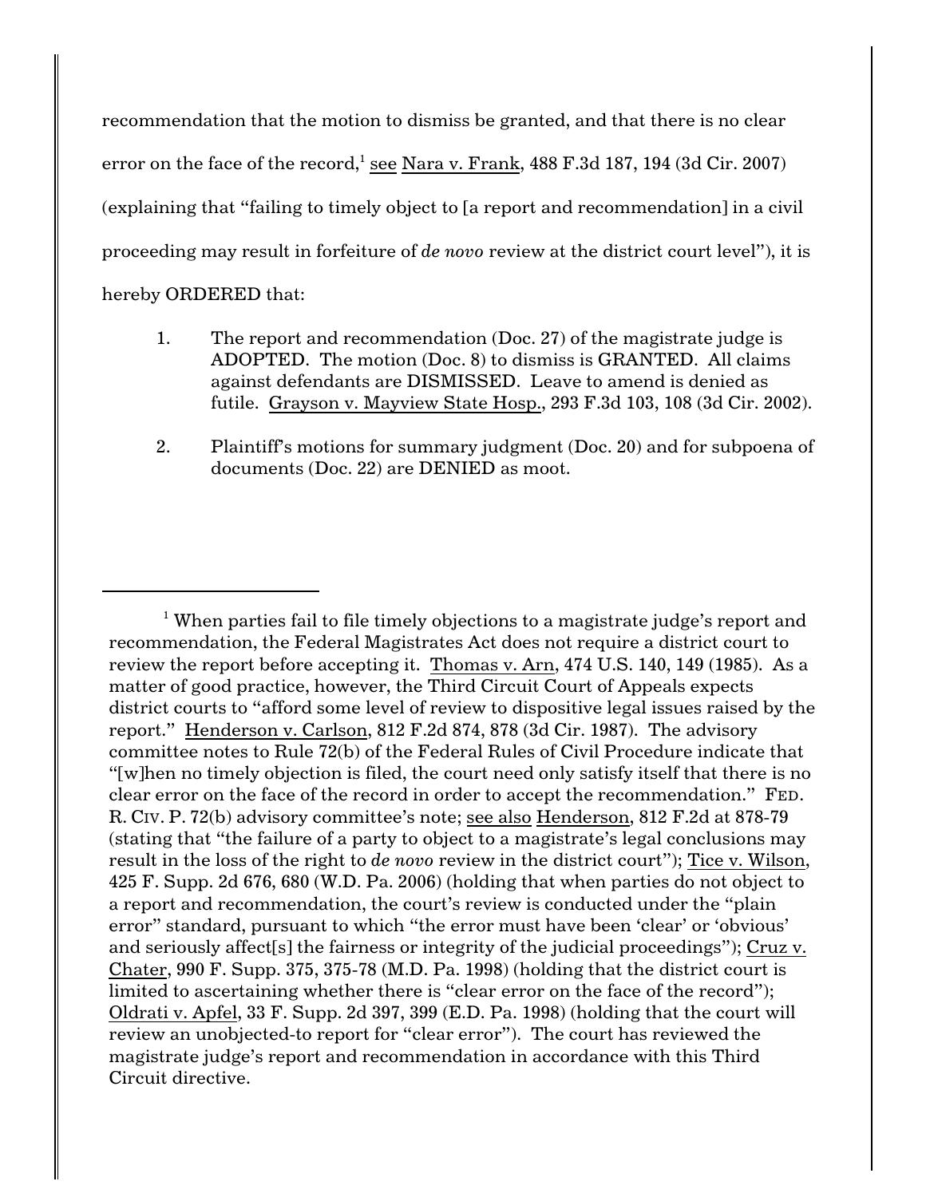recommendation that the motion to dismiss be granted, and that there is no clear error on the face of the record,[1] see Nara v. Frank, 488 F.3d 187, 194 (3d Cir. 2007) (explaining that "failing to timely object to [a report and recommendation] in a civil proceeding may result in forfeiture of *de novo* review at the district court level"), it is hereby ORDERED that:

1. The report and recommendation (Doc. 27) of the magistrate judge is ADOPTED. The motion (Doc. 8) to dismiss is GRANTED. All claims against defendants are DISMISSED. Leave to amend is denied as futile. Grayson v. Mayview State Hosp., 293 F.3d 103, 108 (3d Cir. 2002).

2. Plaintiff's motions for summary judgment (Doc. 20) and for subpoena of documents (Doc. 22) are DENIED as moot.

---

[1] When parties fail to file timely objections to a magistrate judge's report and recommendation, the Federal Magistrates Act does not require a district court to review the report before accepting it. Thomas v. Arn, 474 U.S. 140, 149 (1985). As a matter of good practice, however, the Third Circuit Court of Appeals expects district courts to "afford some level of review to dispositive legal issues raised by the report." Henderson v. Carlson, 812 F.2d 874, 878 (3d Cir. 1987). The advisory committee notes to Rule 72(b) of the Federal Rules of Civil Procedure indicate that "[w]hen no timely objection is filed, the court need only satisfy itself that there is no clear error on the face of the record in order to accept the recommendation." FED. R. CIV. P. 72(b) advisory committee's note; see also Henderson, 812 F.2d at 878-79 (stating that "the failure of a party to object to a magistrate's legal conclusions may result in the loss of the right to *de novo* review in the district court"); Tice v. Wilson, 425 F. Supp. 2d 676, 680 (W.D. Pa. 2006) (holding that when parties do not object to a report and recommendation, the court's review is conducted under the "plain error" standard, pursuant to which "the error must have been 'clear' or 'obvious' and seriously affect[s] the fairness or integrity of the judicial proceedings"); Cruz v. Chater, 990 F. Supp. 375, 375-78 (M.D. Pa. 1998) (holding that the district court is limited to ascertaining whether there is "clear error on the face of the record"); Oldrati v. Apfel, 33 F. Supp. 2d 397, 399 (E.D. Pa. 1998) (holding that the court will review an unobjected-to report for "clear error"). The court has reviewed the magistrate judge's report and recommendation in accordance with this Third Circuit directive.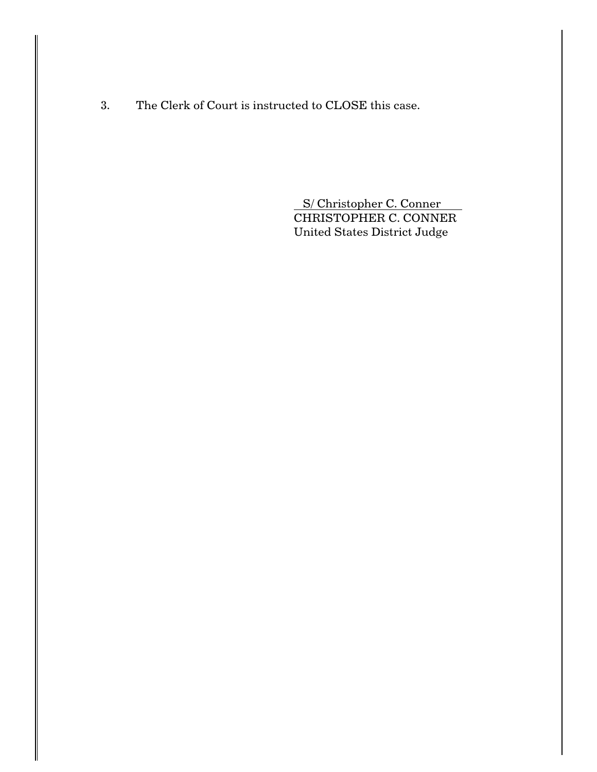3. The Clerk of Court is instructed to CLOSE this case.

S/ Christopher C. Conner
CHRISTOPHER C. CONNER
United States District Judge